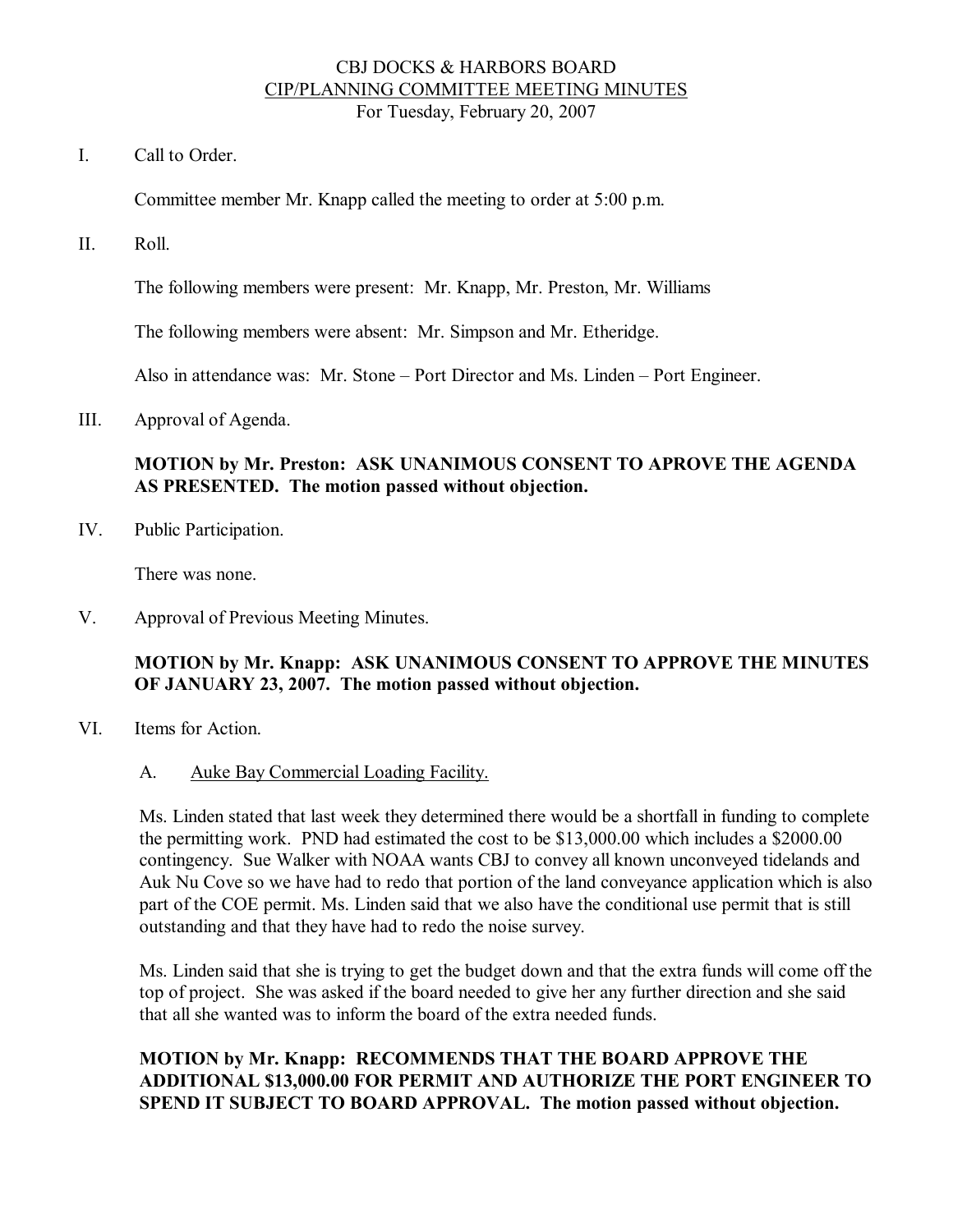# CBJ DOCKS & HARBORS BOARD
## CIP/PLANNING COMMITTEE MEETING MINUTES
For Tuesday, February 20, 2007

I. Call to Order.

Committee member Mr. Knapp called the meeting to order at 5:00 p.m.

II. Roll.

The following members were present: Mr. Knapp, Mr. Preston, Mr. Williams

The following members were absent: Mr. Simpson and Mr. Etheridge.

Also in attendance was: Mr. Stone – Port Director and Ms. Linden – Port Engineer.

III. Approval of Agenda.

**MOTION by Mr. Preston: ASK UNANIMOUS CONSENT TO APROVE THE AGENDA AS PRESENTED. The motion passed without objection.**

IV. Public Participation.

There was none.

V. Approval of Previous Meeting Minutes.

**MOTION by Mr. Knapp: ASK UNANIMOUS CONSENT TO APPROVE THE MINUTES OF JANUARY 23, 2007. The motion passed without objection.**

VI. Items for Action.

A. Auke Bay Commercial Loading Facility.

Ms. Linden stated that last week they determined there would be a shortfall in funding to complete the permitting work. PND had estimated the cost to be $13,000.00 which includes a $2000.00 contingency. Sue Walker with NOAA wants CBJ to convey all known unconveyed tidelands and Auk Nu Cove so we have had to redo that portion of the land conveyance application which is also part of the COE permit. Ms. Linden said that we also have the conditional use permit that is still outstanding and that they have had to redo the noise survey.

Ms. Linden said that she is trying to get the budget down and that the extra funds will come off the top of project. She was asked if the board needed to give her any further direction and she said that all she wanted was to inform the board of the extra needed funds.

**MOTION by Mr. Knapp: RECOMMENDS THAT THE BOARD APPROVE THE ADDITIONAL $13,000.00 FOR PERMIT AND AUTHORIZE THE PORT ENGINEER TO SPEND IT SUBJECT TO BOARD APPROVAL. The motion passed without objection.**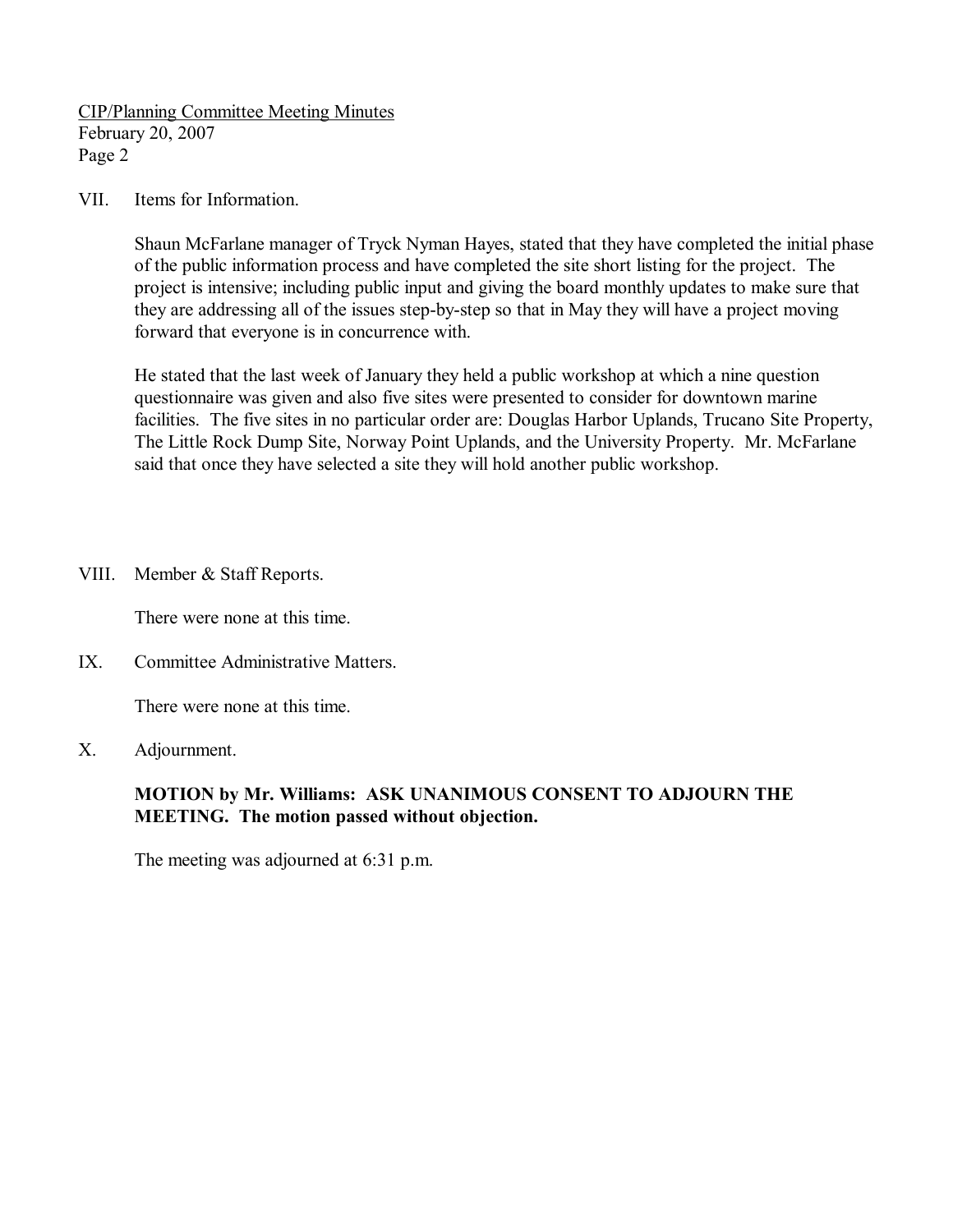VII. Items for Information.

Shaun McFarlane manager of Tryck Nyman Hayes, stated that they have completed the initial phase of the public information process and have completed the site short listing for the project. The project is intensive; including public input and giving the board monthly updates to make sure that they are addressing all of the issues step-by-step so that in May they will have a project moving forward that everyone is in concurrence with.

He stated that the last week of January they held a public workshop at which a nine question questionnaire was given and also five sites were presented to consider for downtown marine facilities. The five sites in no particular order are: Douglas Harbor Uplands, Trucano Site Property, The Little Rock Dump Site, Norway Point Uplands, and the University Property. Mr. McFarlane said that once they have selected a site they will hold another public workshop.

VIII. Member & Staff Reports.

There were none at this time.

IX. Committee Administrative Matters.

There were none at this time.

X. Adjournment.

**MOTION by Mr. Williams: ASK UNANIMOUS CONSENT TO ADJOURN THE MEETING. The motion passed without objection.**

The meeting was adjourned at 6:31 p.m.